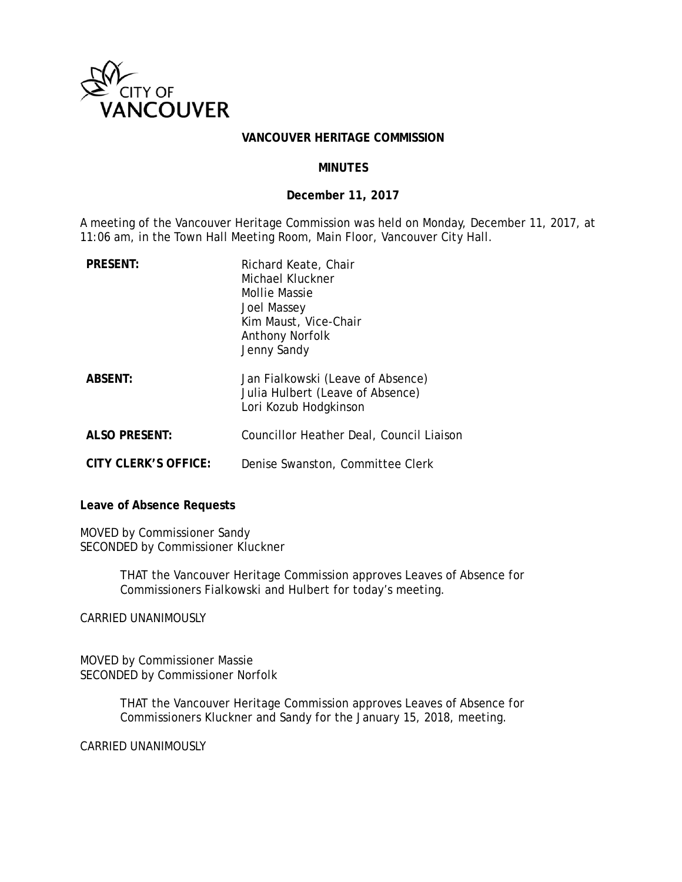CITY OF VANCOUVER

# VANCOUVER HERITAGE COMMISSION

## MINUTES

**December 11, 2017**

A meeting of the Vancouver Heritage Commission was held on Monday, December 11, 2017, at 11:06 am, in the Town Hall Meeting Room, Main Floor, Vancouver City Hall.

| | |
|---|---|
| **PRESENT:** | Richard Keate, Chair<br>Michael Kluckner<br>Mollie Massie<br>Joel Massey<br>Kim Maust, Vice-Chair<br>Anthony Norfolk<br>Jenny Sandy |
| **ABSENT:** | Jan Fialkowski (Leave of Absence)<br>Julia Hulbert (Leave of Absence)<br>Lori Kozub Hodgkinson |
| **ALSO PRESENT:** | Councillor Heather Deal, Council Liaison |
| **CITY CLERK'S OFFICE:** | Denise Swanston, Committee Clerk |

**Leave of Absence Requests**

MOVED by Commissioner Sandy
SECONDED by Commissioner Kluckner

> THAT the Vancouver Heritage Commission approves Leaves of Absence for Commissioners Fialkowski and Hulbert for today's meeting.

CARRIED UNANIMOUSLY

MOVED by Commissioner Massie
SECONDED by Commissioner Norfolk

> THAT the Vancouver Heritage Commission approves Leaves of Absence for Commissioners Kluckner and Sandy for the January 15, 2018, meeting.

CARRIED UNANIMOUSLY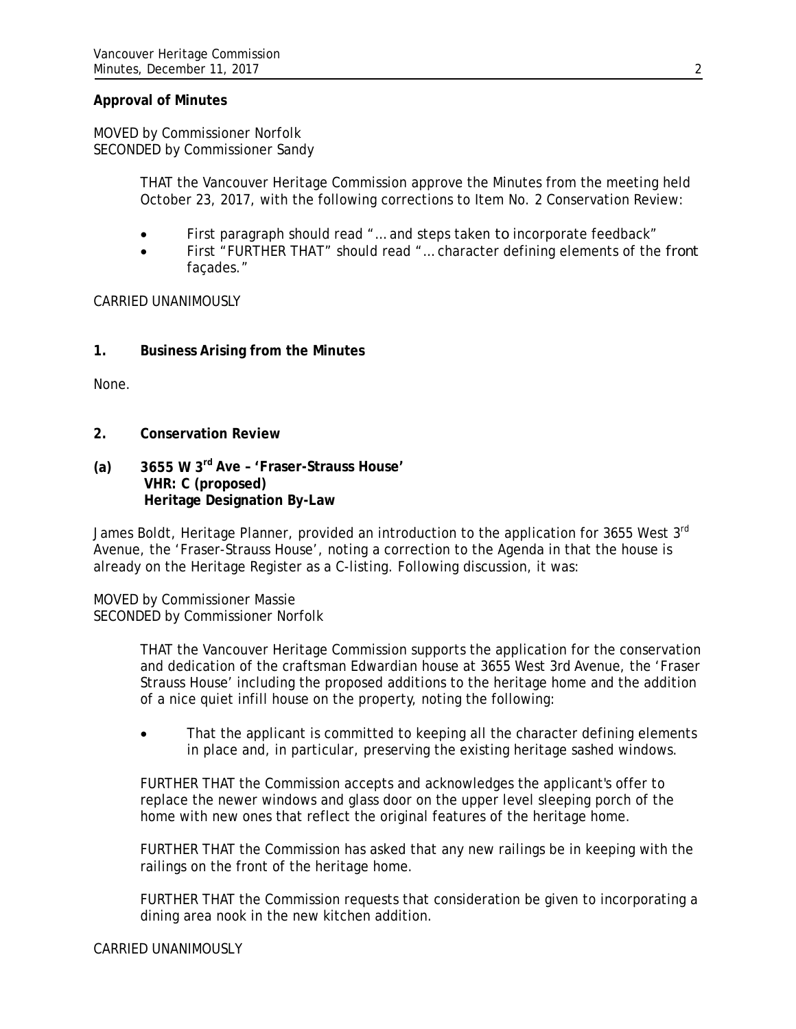**Approval of Minutes**

MOVED by Commissioner Norfolk
SECONDED by Commissioner Sandy

> THAT the Vancouver Heritage Commission approve the Minutes from the meeting held October 23, 2017, with the following corrections to Item No. 2 Conservation Review:
>
> - First paragraph should read "… and steps taken to incorporate feedback"
> - First "FURTHER THAT" should read "… character defining elements of the front façades."

CARRIED UNANIMOUSLY

**1. Business Arising from the Minutes**

None.

**2. Conservation Review**

**(a) 3655 W 3rd Ave – 'Fraser-Strauss House'**
**VHR: C (proposed)**
**Heritage Designation By-Law**

James Boldt, Heritage Planner, provided an introduction to the application for 3655 West 3rd Avenue, the 'Fraser-Strauss House', noting a correction to the Agenda in that the house is already on the Heritage Register as a C-listing. Following discussion, it was:

MOVED by Commissioner Massie
SECONDED by Commissioner Norfolk

> THAT the Vancouver Heritage Commission supports the application for the conservation and dedication of the craftsman Edwardian house at 3655 West 3rd Avenue, the 'Fraser Strauss House' including the proposed additions to the heritage home and the addition of a nice quiet infill house on the property, noting the following:
>
> - That the applicant is committed to keeping all the character defining elements in place and, in particular, preserving the existing heritage sashed windows.
>
> FURTHER THAT the Commission accepts and acknowledges the applicant's offer to replace the newer windows and glass door on the upper level sleeping porch of the home with new ones that reflect the original features of the heritage home.
>
> FURTHER THAT the Commission has asked that any new railings be in keeping with the railings on the front of the heritage home.
>
> FURTHER THAT the Commission requests that consideration be given to incorporating a dining area nook in the new kitchen addition.

CARRIED UNANIMOUSLY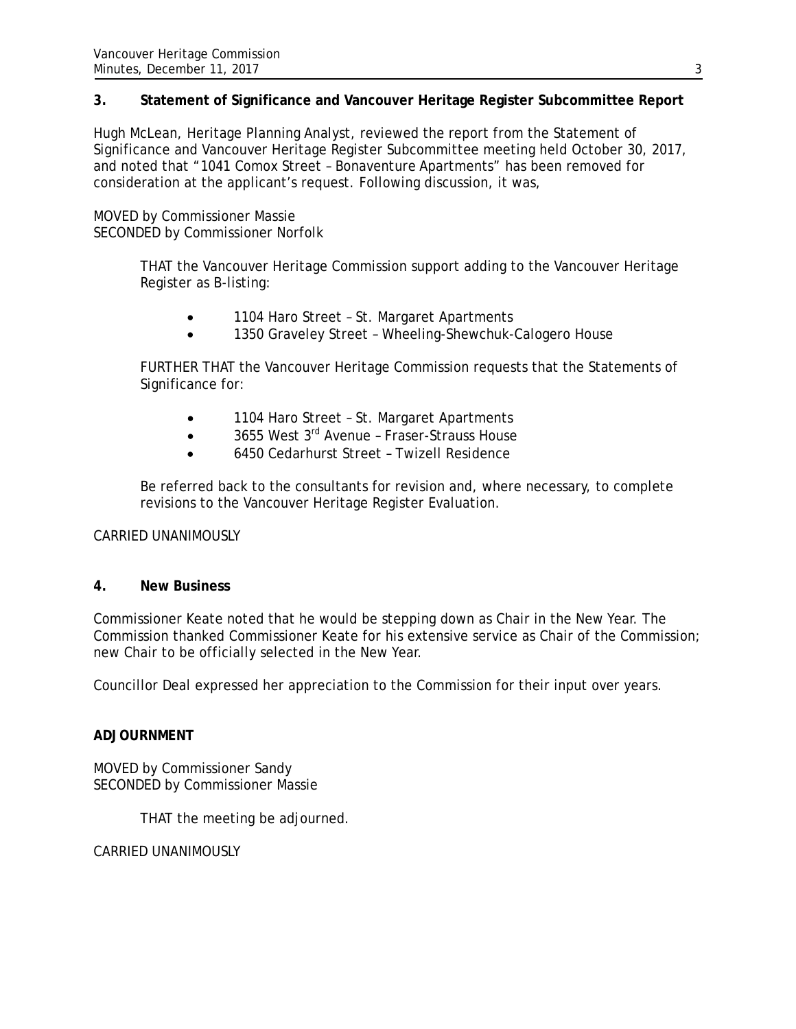## 3. Statement of Significance and Vancouver Heritage Register Subcommittee Report

Hugh McLean, Heritage Planning Analyst, reviewed the report from the Statement of Significance and Vancouver Heritage Register Subcommittee meeting held October 30, 2017, and noted that "1041 Comox Street – Bonaventure Apartments" has been removed for consideration at the applicant's request. Following discussion, it was,

MOVED by Commissioner Massie
SECONDED by Commissioner Norfolk

> THAT the Vancouver Heritage Commission support adding to the Vancouver Heritage Register as B-listing:
>
> - 1104 Haro Street – St. Margaret Apartments
> - 1350 Graveley Street – Wheeling-Shewchuk-Calogero House
>
> FURTHER THAT the Vancouver Heritage Commission requests that the Statements of Significance for:
>
> - 1104 Haro Street – St. Margaret Apartments
> - 3655 West 3rd Avenue – Fraser-Strauss House
> - 6450 Cedarhurst Street – Twizell Residence
>
> Be referred back to the consultants for revision and, where necessary, to complete revisions to the Vancouver Heritage Register Evaluation.

CARRIED UNANIMOUSLY

## 4. New Business

Commissioner Keate noted that he would be stepping down as Chair in the New Year. The Commission thanked Commissioner Keate for his extensive service as Chair of the Commission; new Chair to be officially selected in the New Year.

Councillor Deal expressed her appreciation to the Commission for their input over years.

## ADJOURNMENT

MOVED by Commissioner Sandy
SECONDED by Commissioner Massie

> THAT the meeting be adjourned.

CARRIED UNANIMOUSLY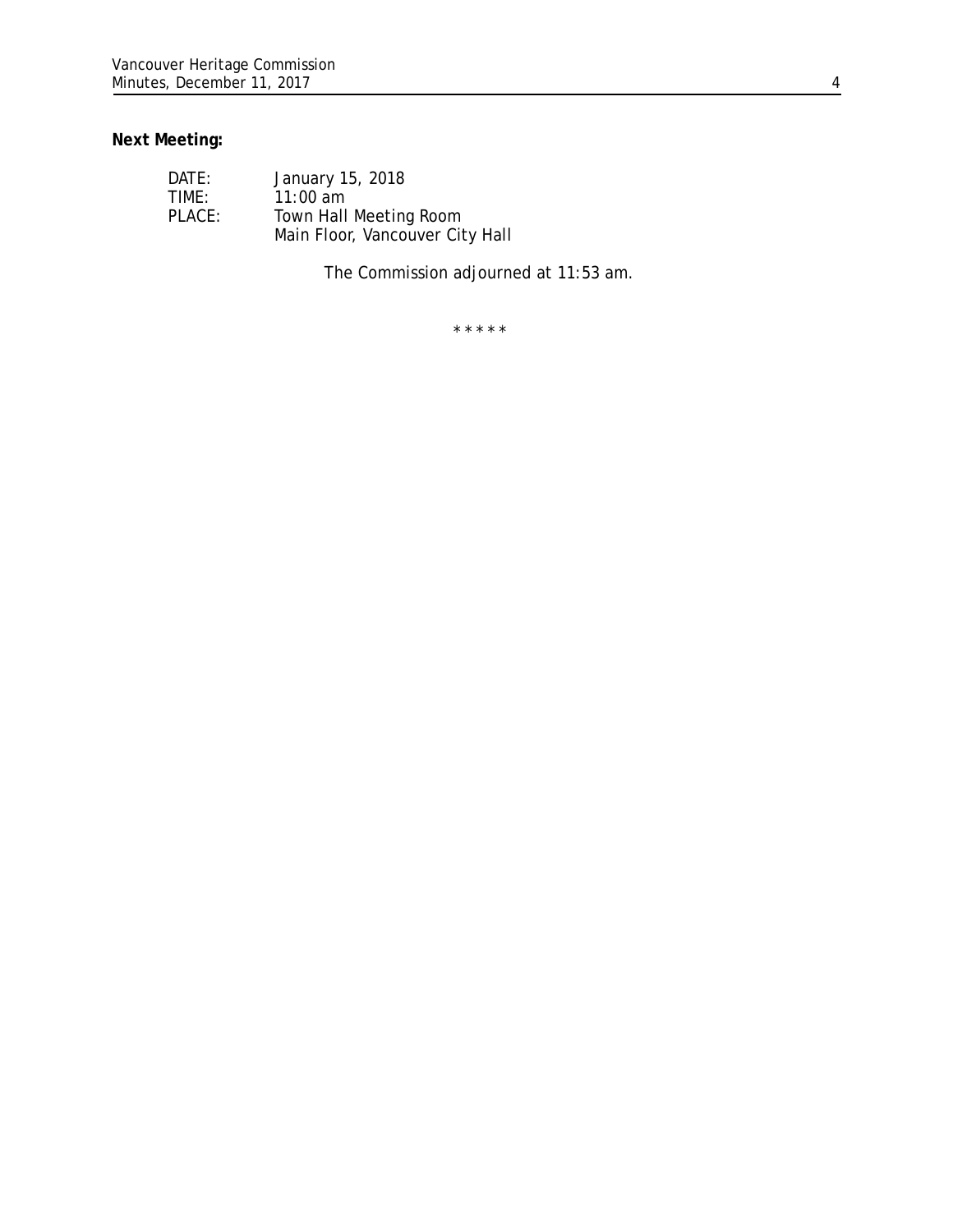**Next Meeting:**

| | |
|---|---|
| DATE: | January 15, 2018 |
| TIME: | 11:00 am |
| PLACE: | Town Hall Meeting Room<br>Main Floor, Vancouver City Hall |

The Commission adjourned at 11:53 am.

\* \* \* \* \*